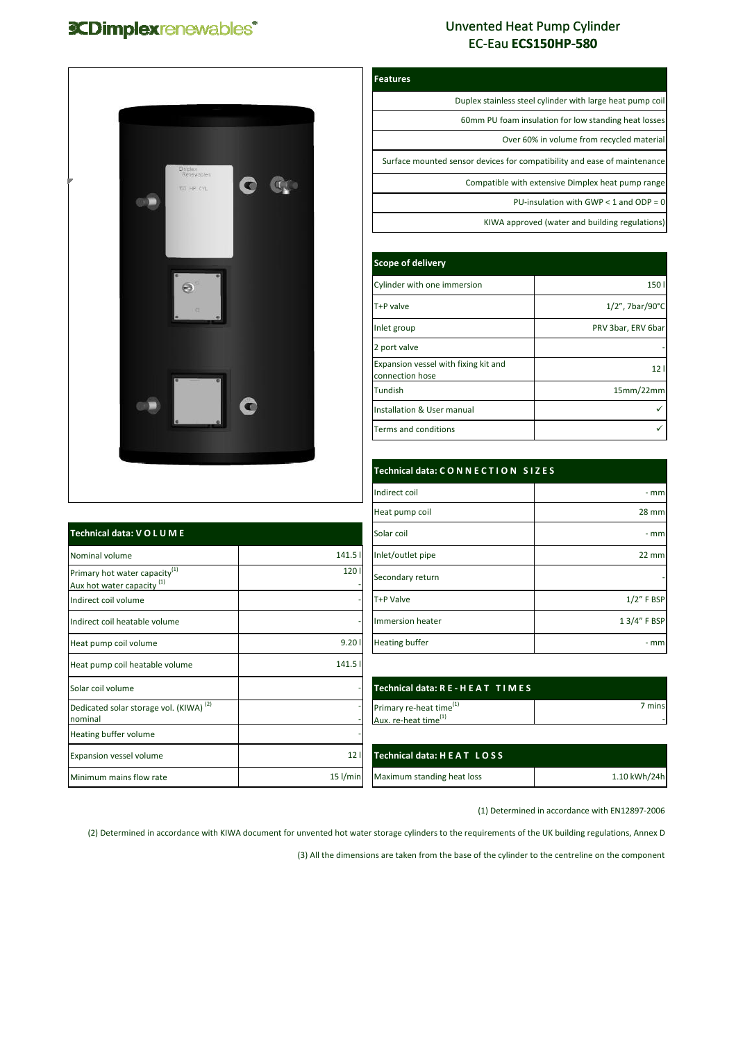# Unvented Heat Pump Cylinder
## EC-Eau **ECS150HP-580**

| Features |
|---|
| Duplex stainless steel cylinder with large heat pump coil |
| 60mm PU foam insulation for low standing heat losses |
| Over 60% in volume from recycled material |
| Surface mounted sensor devices for compatibility and ease of maintenance |
| Compatible with extensive Dimplex heat pump range |
| PU-insulation with GWP < 1 and ODP = 0 |
| KIWA approved (water and building regulations) |

| Scope of delivery | |
|---|---|
| Cylinder with one immersion | 150 l |
| T+P valve | 1/2", 7bar/90°C |
| Inlet group | PRV 3bar, ERV 6bar |
| 2 port valve | - |
| Expansion vessel with fixing kit and connection hose | 12 l |
| Tundish | 15mm/22mm |
| Installation & User manual | ✓ |
| Terms and conditions | ✓ |

| Technical data: CONNECTION SIZES | |
|---|---|
| Indirect coil | - mm |
| Heat pump coil | 28 mm |
| Solar coil | - mm |
| Inlet/outlet pipe | 22 mm |
| Secondary return | - |
| T+P Valve | 1/2" F BSP |
| Immersion heater | 1 3/4" F BSP |
| Heating buffer | - mm |

| Technical data: VOLUME | |
|---|---|
| Nominal volume | 141.5 l |
| Primary hot water capacity[1] | 120 l |
| Aux hot water capacity[1] | - |
| Indirect coil volume | - |
| Indirect coil heatable volume | - |
| Heat pump coil volume | 9.20 l |
| Heat pump coil heatable volume | 141.5 l |
| Solar coil volume | - |
| Dedicated solar storage vol. (KIWA)[2] nominal | - |
| Heating buffer volume | - |
| Expansion vessel volume | 12 l |
| Minimum mains flow rate | 15 l/min |

| Technical data: RE-HEAT TIMES | |
|---|---|
| Primary re-heat time[1] | 7 mins |
| Aux. re-heat time[1] | - |

| Technical data: HEAT LOSS | |
|---|---|
| Maximum standing heat loss | 1.10 kWh/24h |

(1) Determined in accordance with EN12897-2006

(2) Determined in accordance with KIWA document for unvented hot water storage cylinders to the requirements of the UK building regulations, Annex D

(3) All the dimensions are taken from the base of the cylinder to the centreline on the component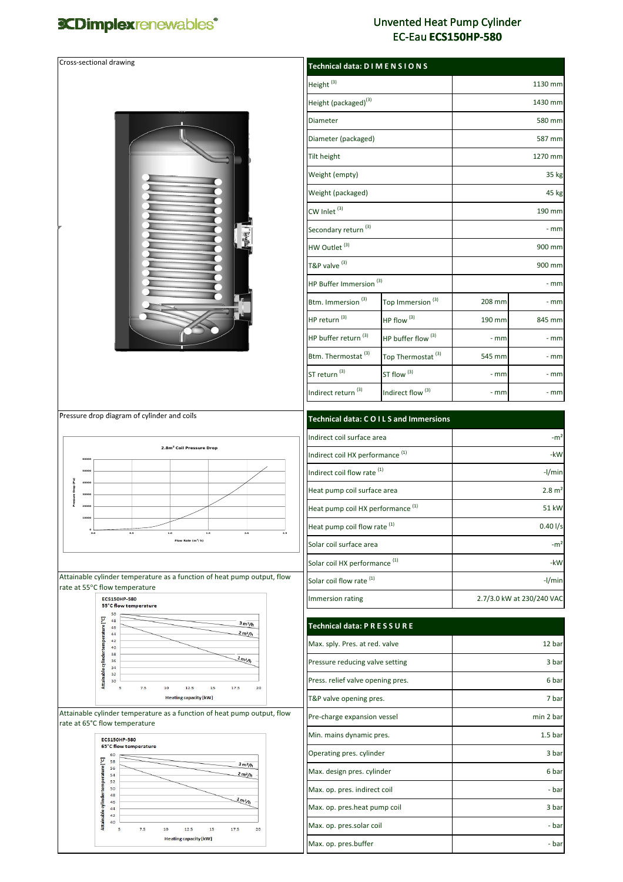# Unvented Heat Pump Cylinder
## EC-Eau **ECS150HP-580**

Cross-sectional drawing

| Technical data: D I M E N S I O N S | | | |
|---|---|---|---|
| Height [3] | | | 1130 mm |
| Height (packaged)[3] | | | 1430 mm |
| Diameter | | | 580 mm |
| Diameter (packaged) | | | 587 mm |
| Tilt height | | | 1270 mm |
| Weight (empty) | | | 35 kg |
| Weight (packaged) | | | 45 kg |
| CW Inlet [3] | | | 190 mm |
| Secondary return [3] | | | - mm |
| HW Outlet [3] | | | 900 mm |
| T&P valve [3] | | | 900 mm |
| HP Buffer Immersion [3] | | | - mm |
| Btm. Immersion [3] | Top Immersion [3] | 208 mm | - mm |
| HP return [3] | HP flow [3] | 190 mm | 845 mm |
| HP buffer return [3] | HP buffer flow [3] | - mm | - mm |
| Btm. Thermostat [3] | Top Thermostat [3] | 545 mm | - mm |
| ST return [3] | ST flow [3] | - mm | - mm |
| Indirect return [3] | Indirect flow [3] | - mm | - mm |

Pressure drop diagram of cylinder and coils

2.8m² Coil Pressure Drop

Pressure Drop (Pa)

60000
50000
40000
30000
20000
10000
0

0.0 0.5 1.0 1.5 2.0 2.5

Flow Rate (m³/h)

| Technical data: C O I L S and Immersions | |
|---|---|
| Indirect coil surface area | -m² |
| Indirect coil HX performance [1] | -kW |
| Indirect coil flow rate [1] | -l/min |
| Heat pump coil surface area | 2.8 m² |
| Heat pump coil HX performance [1] | 51 kW |
| Heat pump coil flow rate [1] | 0.40 l/s |
| Solar coil surface area | -m² |
| Solar coil HX performance [1] | -kW |
| Solar coil flow rate [1] | -l/min |
| Immersion rating | 2.7/3.0 kW at 230/240 VAC |

Attainable cylinder temperature as a function of heat pump output, flow rate at 55°C flow temperature

ECS150HP-580
55°C flow temperature

Attainable cylinder temperature [°C]

50
48
46
44
42
40
38
36
34
32
30

5 7.5 10 12.5 15 17.5 20

Heating capacity [kW]

3 m³/h
2 m³/h
1 m³/h

Attainable cylinder temperature as a function of heat pump output, flow rate at 65°C flow temperature

ECS150HP-580
65°C flow temperature

Attainable cylinder temperature [°C]

60
58
56
54
52
50
48
46
44
42
40

5 7.5 10 12.5 15 17.5 20

Heating capacity [kW]

3 m³/h
2 m³/h
1 m³/h

| Technical data: P R E S S U R E | |
|---|---|
| Max. sply. Pres. at red. valve | 12 bar |
| Pressure reducing valve setting | 3 bar |
| Press. relief valve opening pres. | 6 bar |
| T&P valve opening pres. | 7 bar |
| Pre-charge expansion vessel | min 2 bar |
| Min. mains dynamic pres. | 1.5 bar |
| Operating pres. cylinder | 3 bar |
| Max. design pres. cylinder | 6 bar |
| Max. op. pres. indirect coil | - bar |
| Max. op. pres.heat pump coil | 3 bar |
| Max. op. pres.solar coil | - bar |
| Max. op. pres.buffer | - bar |